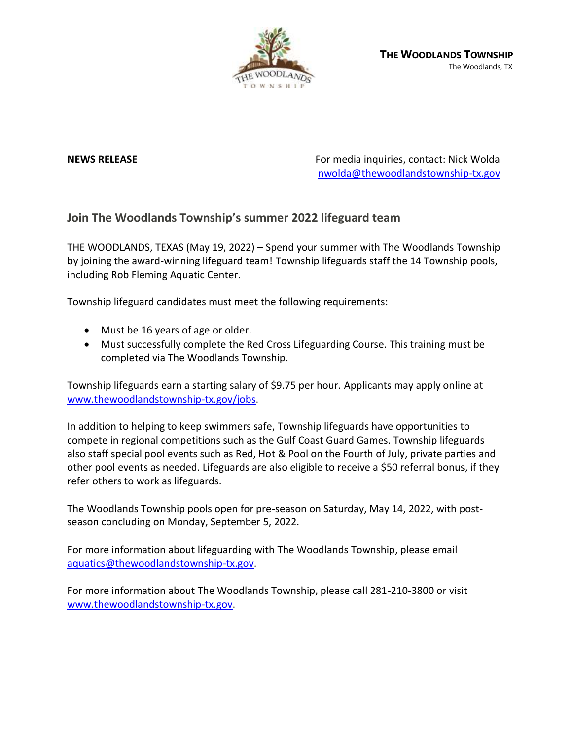**THE WOODLANDS TOWNSHIP**
The Woodlands, TX

**NEWS RELEASE**

For media inquiries, contact: Nick Wolda
nwolda@thewoodlandstownship-tx.gov

## Join The Woodlands Township's summer 2022 lifeguard team

THE WOODLANDS, TEXAS (May 19, 2022) – Spend your summer with The Woodlands Township by joining the award-winning lifeguard team! Township lifeguards staff the 14 Township pools, including Rob Fleming Aquatic Center.

Township lifeguard candidates must meet the following requirements:

- Must be 16 years of age or older.
- Must successfully complete the Red Cross Lifeguarding Course. This training must be completed via The Woodlands Township.

Township lifeguards earn a starting salary of $9.75 per hour. Applicants may apply online at www.thewoodlandstownship-tx.gov/jobs.

In addition to helping to keep swimmers safe, Township lifeguards have opportunities to compete in regional competitions such as the Gulf Coast Guard Games. Township lifeguards also staff special pool events such as Red, Hot & Pool on the Fourth of July, private parties and other pool events as needed. Lifeguards are also eligible to receive a $50 referral bonus, if they refer others to work as lifeguards.

The Woodlands Township pools open for pre-season on Saturday, May 14, 2022, with post-season concluding on Monday, September 5, 2022.

For more information about lifeguarding with The Woodlands Township, please email aquatics@thewoodlandstownship-tx.gov.

For more information about The Woodlands Township, please call 281-210-3800 or visit www.thewoodlandstownship-tx.gov.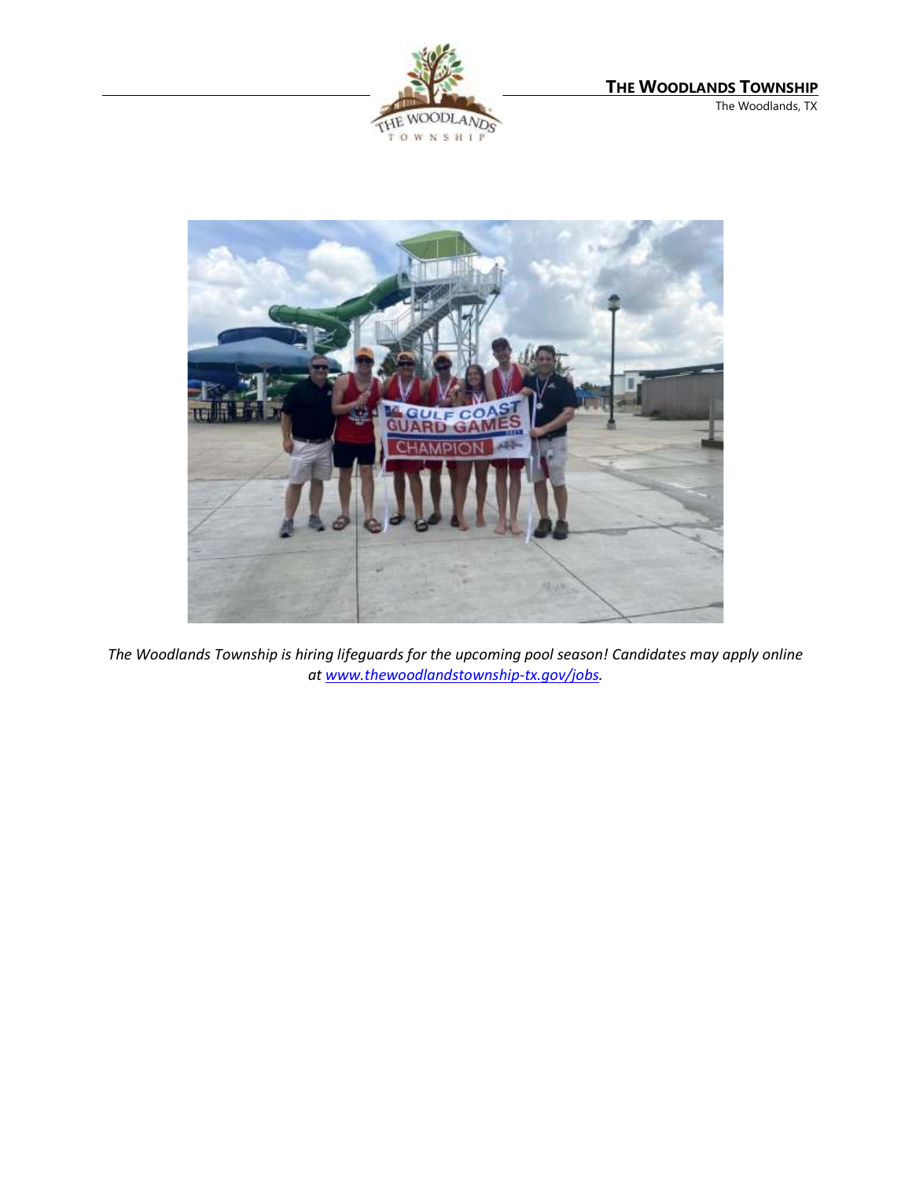*The Woodlands Township is hiring lifeguards for the upcoming pool season! Candidates may apply online at [www.thewoodlandstownship-tx.gov/jobs](www.thewoodlandstownship-tx.gov/jobs).*